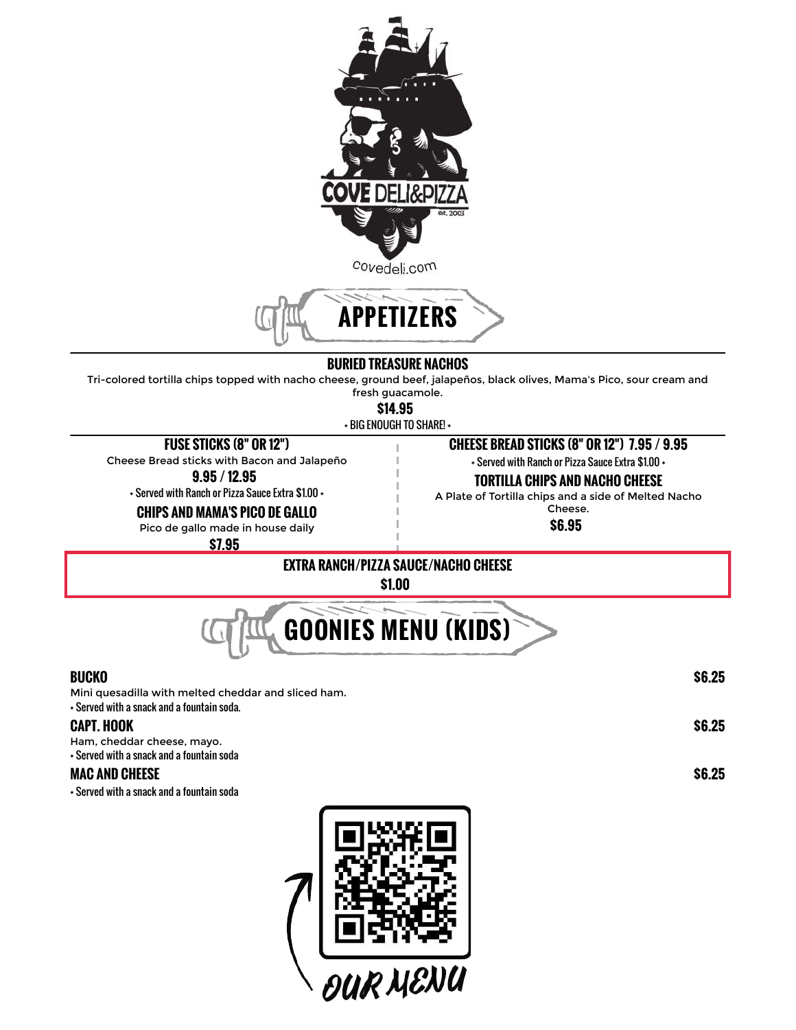COVE DELI&PIZZA

est. 2003

covedeli.com

## APPETIZERS

### BURIED TREASURE NACHOS

Tri-colored tortilla chips topped with nacho cheese, ground beef, jalapeños, black olives, Mama's Pico, sour cream and fresh guacamole.

**$14.95**

• BIG ENOUGH TO SHARE! •

### FUSE STICKS (8" OR 12")

Cheese Bread sticks with Bacon and Jalapeño

**9.95 / 12.95**

• Served with Ranch or Pizza Sauce Extra $1.00 •

### CHIPS AND MAMA'S PICO DE GALLO

Pico de gallo made in house daily

**$7.95**

### CHEESE BREAD STICKS (8" OR 12") 7.95 / 9.95

• Served with Ranch or Pizza Sauce Extra $1.00 •

### TORTILLA CHIPS AND NACHO CHEESE

A Plate of Tortilla chips and a side of Melted Nacho Cheese.

**$6.95**

### EXTRA RANCH/PIZZA SAUCE/NACHO CHEESE

**$1.00**

## GOONIES MENU (KIDS)

### BUCKO — $6.25

Mini quesadilla with melted cheddar and sliced ham.

• Served with a snack and a fountain soda.

### CAPT. HOOK — $6.25

Ham, cheddar cheese, mayo.

• Served with a snack and a fountain soda

### MAC AND CHEESE — $6.25

• Served with a snack and a fountain soda

OUR MENU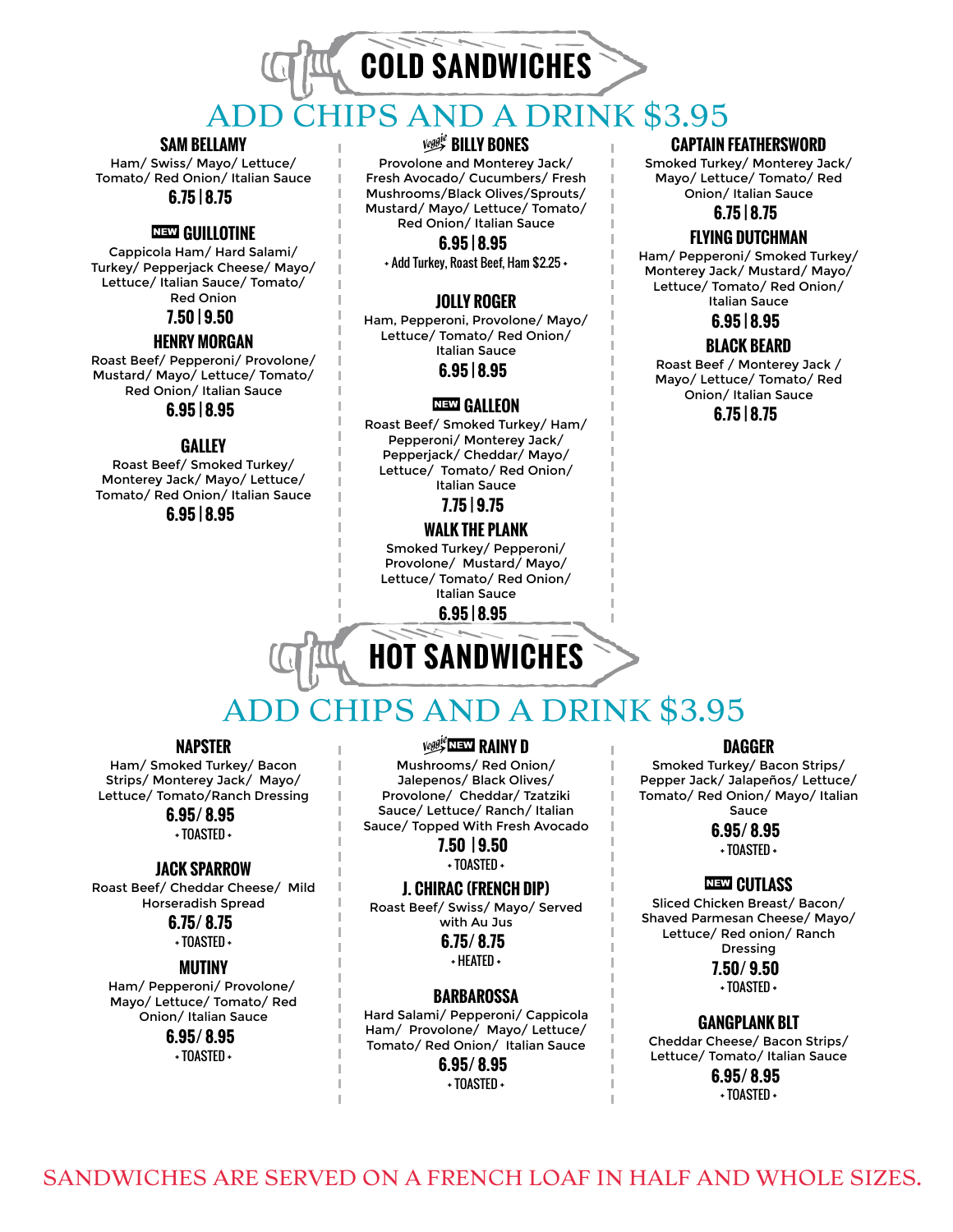# COLD SANDWICHES

## ADD CHIPS AND A DRINK $3.95

### SAM BELLAMY
Ham/ Swiss/ Mayo/ Lettuce/ Tomato/ Red Onion/ Italian Sauce

**6.75 | 8.75**

### NEW GUILLOTINE
Cappicola Ham/ Hard Salami/ Turkey/ Pepperjack Cheese/ Mayo/ Lettuce/ Italian Sauce/ Tomato/ Red Onion

**7.50 | 9.50**

### HENRY MORGAN
Roast Beef/ Pepperoni/ Provolone/ Mustard/ Mayo/ Lettuce/ Tomato/ Red Onion/ Italian Sauce

**6.95 | 8.95**

### GALLEY
Roast Beef/ Smoked Turkey/ Monterey Jack/ Mayo/ Lettuce/ Tomato/ Red Onion/ Italian Sauce

**6.95 | 8.95**

### Veggie BILLY BONES
Provolone and Monterey Jack/ Fresh Avocado/ Cucumbers/ Fresh Mushrooms/Black Olives/Sprouts/ Mustard/ Mayo/ Lettuce/ Tomato/ Red Onion/ Italian Sauce

**6.95 | 8.95**

• Add Turkey, Roast Beef, Ham $2.25 •

### JOLLY ROGER
Ham, Pepperoni, Provolone/ Mayo/ Lettuce/ Tomato/ Red Onion/ Italian Sauce

**6.95 | 8.95**

### NEW GALLEON
Roast Beef/ Smoked Turkey/ Ham/ Pepperoni/ Monterey Jack/ Pepperjack/ Cheddar/ Mayo/ Lettuce/ Tomato/ Red Onion/ Italian Sauce

**7.75 | 9.75**

### WALK THE PLANK
Smoked Turkey/ Pepperoni/ Provolone/ Mustard/ Mayo/ Lettuce/ Tomato/ Red Onion/ Italian Sauce

**6.95 | 8.95**

### CAPTAIN FEATHERSWORD
Smoked Turkey/ Monterey Jack/ Mayo/ Lettuce/ Tomato/ Red Onion/ Italian Sauce

**6.75 | 8.75**

### FLYING DUTCHMAN
Ham/ Pepperoni/ Smoked Turkey/ Monterey Jack/ Mustard/ Mayo/ Lettuce/ Tomato/ Red Onion/ Italian Sauce

**6.95 | 8.95**

### BLACK BEARD
Roast Beef / Monterey Jack / Mayo/ Lettuce/ Tomato/ Red Onion/ Italian Sauce

**6.75 | 8.75**

# HOT SANDWICHES

## ADD CHIPS AND A DRINK $3.95

### NAPSTER
Ham/ Smoked Turkey/ Bacon Strips/ Monterey Jack/ Mayo/ Lettuce/ Tomato/Ranch Dressing

**6.95/ 8.95**

• TOASTED •

### JACK SPARROW
Roast Beef/ Cheddar Cheese/ Mild Horseradish Spread

**6.75/ 8.75**

• TOASTED •

### MUTINY
Ham/ Pepperoni/ Provolone/ Mayo/ Lettuce/ Tomato/ Red Onion/ Italian Sauce

**6.95/ 8.95**

• TOASTED •

### Veggie NEW RAINY D
Mushrooms/ Red Onion/ Jalepenos/ Black Olives/ Provolone/ Cheddar/ Tzatziki Sauce/ Lettuce/ Ranch/ Italian Sauce/ Topped With Fresh Avocado

**7.50 | 9.50**

• TOASTED •

### J. CHIRAC (FRENCH DIP)
Roast Beef/ Swiss/ Mayo/ Served with Au Jus

**6.75/ 8.75**

• HEATED •

### BARBAROSSA
Hard Salami/ Pepperoni/ Cappicola Ham/ Provolone/ Mayo/ Lettuce/ Tomato/ Red Onion/ Italian Sauce

**6.95/ 8.95**

• TOASTED •

### DAGGER
Smoked Turkey/ Bacon Strips/ Pepper Jack/ Jalapeños/ Lettuce/ Tomato/ Red Onion/ Mayo/ Italian Sauce

**6.95/ 8.95**

• TOASTED •

### NEW CUTLASS
Sliced Chicken Breast/ Bacon/ Shaved Parmesan Cheese/ Mayo/ Lettuce/ Red onion/ Ranch Dressing

**7.50/ 9.50**

• TOASTED •

### GANGPLANK BLT
Cheddar Cheese/ Bacon Strips/ Lettuce/ Tomato/ Italian Sauce

**6.95/ 8.95**

• TOASTED •

SANDWICHES ARE SERVED ON A FRENCH LOAF IN HALF AND WHOLE SIZES.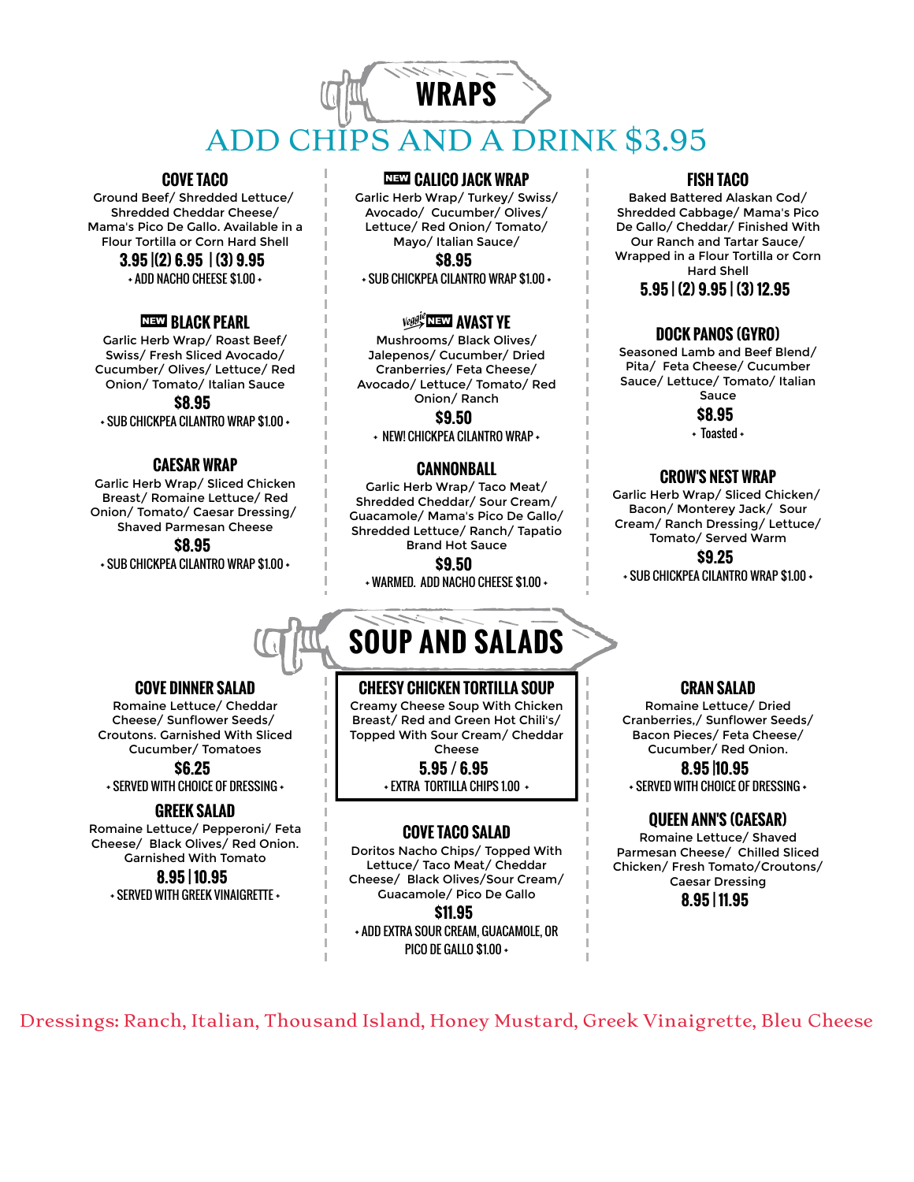# WRAPS

## ADD CHIPS AND A DRINK $3.95

### COVE TACO
Ground Beef/ Shredded Lettuce/ Shredded Cheddar Cheese/ Mama's Pico De Gallo. Available in a Flour Tortilla or Corn Hard Shell

**3.95 |(2) 6.95 | (3) 9.95**

• ADD NACHO CHEESE $1.00 •

### NEW BLACK PEARL
Garlic Herb Wrap/ Roast Beef/ Swiss/ Fresh Sliced Avocado/ Cucumber/ Olives/ Lettuce/ Red Onion/ Tomato/ Italian Sauce

**$8.95**

• SUB CHICKPEA CILANTRO WRAP $1.00 •

### CAESAR WRAP
Garlic Herb Wrap/ Sliced Chicken Breast/ Romaine Lettuce/ Red Onion/ Tomato/ Caesar Dressing/ Shaved Parmesan Cheese

**$8.95**

• SUB CHICKPEA CILANTRO WRAP $1.00 •

### NEW CALICO JACK WRAP
Garlic Herb Wrap/ Turkey/ Swiss/ Avocado/ Cucumber/ Olives/ Lettuce/ Red Onion/ Tomato/ Mayo/ Italian Sauce/

**$8.95**

• SUB CHICKPEA CILANTRO WRAP $1.00 •

### Veggie NEW AVAST YE
Mushrooms/ Black Olives/ Jalepenos/ Cucumber/ Dried Cranberries/ Feta Cheese/ Avocado/ Lettuce/ Tomato/ Red Onion/ Ranch

**$9.50**

• NEW! CHICKPEA CILANTRO WRAP •

### CANNONBALL
Garlic Herb Wrap/ Taco Meat/ Shredded Cheddar/ Sour Cream/ Guacamole/ Mama's Pico De Gallo/ Shredded Lettuce/ Ranch/ Tapatio Brand Hot Sauce

**$9.50**

• WARMED. ADD NACHO CHEESE $1.00 •

### FISH TACO
Baked Battered Alaskan Cod/ Shredded Cabbage/ Mama's Pico De Gallo/ Cheddar/ Finished With Our Ranch and Tartar Sauce/ Wrapped in a Flour Tortilla or Corn Hard Shell

**5.95 | (2) 9.95 | (3) 12.95**

### DOCK PANOS (GYRO)
Seasoned Lamb and Beef Blend/ Pita/ Feta Cheese/ Cucumber Sauce/ Lettuce/ Tomato/ Italian Sauce

**$8.95**

• Toasted •

### CROW'S NEST WRAP
Garlic Herb Wrap/ Sliced Chicken/ Bacon/ Monterey Jack/ Sour Cream/ Ranch Dressing/ Lettuce/ Tomato/ Served Warm

**$9.25**

• SUB CHICKPEA CILANTRO WRAP $1.00 •

# SOUP AND SALADS

### COVE DINNER SALAD
Romaine Lettuce/ Cheddar Cheese/ Sunflower Seeds/ Croutons. Garnished With Sliced Cucumber/ Tomatoes

**$6.25**

• SERVED WITH CHOICE OF DRESSING •

### GREEK SALAD
Romaine Lettuce/ Pepperoni/ Feta Cheese/ Black Olives/ Red Onion. Garnished With Tomato

**8.95 | 10.95**

• SERVED WITH GREEK VINAIGRETTE •

### CHEESY CHICKEN TORTILLA SOUP
Creamy Cheese Soup With Chicken Breast/ Red and Green Hot Chili's/ Topped With Sour Cream/ Cheddar Cheese

**5.95 / 6.95**

• EXTRA TORTILLA CHIPS 1.00 •

### COVE TACO SALAD
Doritos Nacho Chips/ Topped With Lettuce/ Taco Meat/ Cheddar Cheese/ Black Olives/Sour Cream/ Guacamole/ Pico De Gallo

**$11.95**

• ADD EXTRA SOUR CREAM, GUACAMOLE, OR PICO DE GALLO $1.00 •

### CRAN SALAD
Romaine Lettuce/ Dried Cranberries,/ Sunflower Seeds/ Bacon Pieces/ Feta Cheese/ Cucumber/ Red Onion.

**8.95 |10.95**

• SERVED WITH CHOICE OF DRESSING •

### QUEEN ANN'S (CAESAR)
Romaine Lettuce/ Shaved Parmesan Cheese/ Chilled Sliced Chicken/ Fresh Tomato/Croutons/ Caesar Dressing

**8.95 | 11.95**

Dressings: Ranch, Italian, Thousand Island, Honey Mustard, Greek Vinaigrette, Bleu Cheese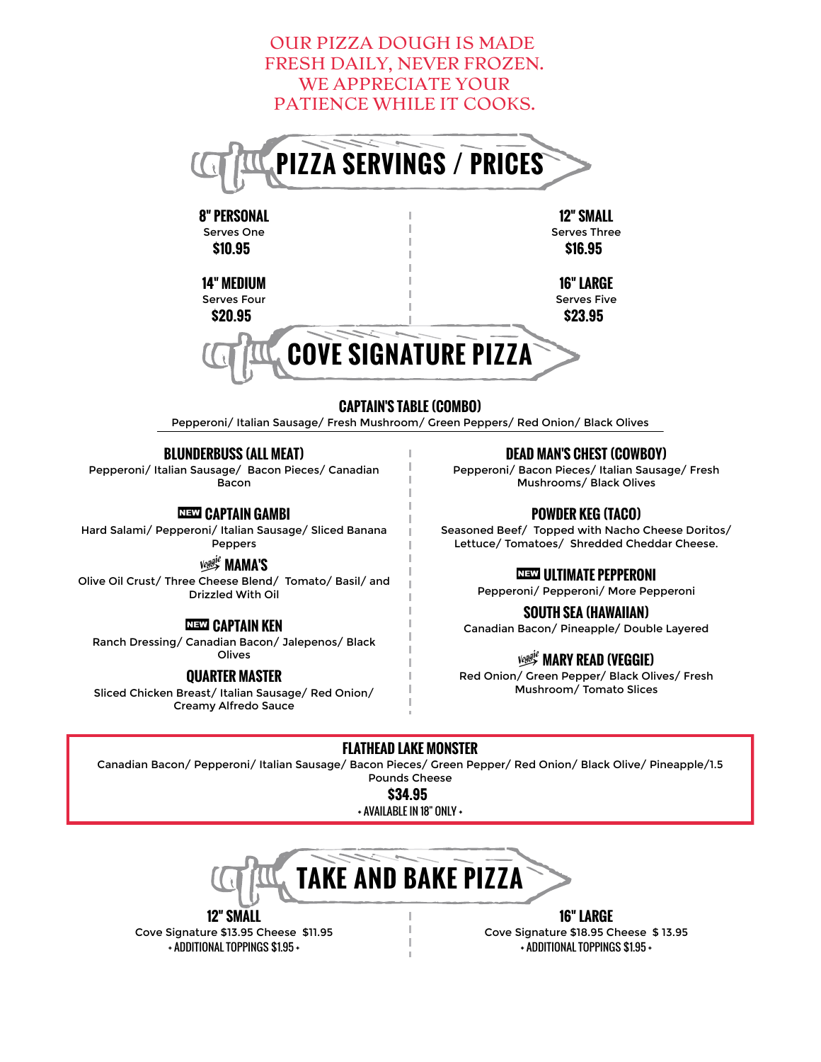OUR PIZZA DOUGH IS MADE FRESH DAILY, NEVER FROZEN. WE APPRECIATE YOUR PATIENCE WHILE IT COOKS.

## PIZZA SERVINGS / PRICES

**8" PERSONAL**
Serves One
**$10.95**

**12" SMALL**
Serves Three
**$16.95**

**14" MEDIUM**
Serves Four
**$20.95**

**16" LARGE**
Serves Five
**$23.95**

## COVE SIGNATURE PIZZA

### CAPTAIN'S TABLE (COMBO)
Pepperoni/ Italian Sausage/ Fresh Mushroom/ Green Peppers/ Red Onion/ Black Olives

### BLUNDERBUSS (ALL MEAT)
Pepperoni/ Italian Sausage/ Bacon Pieces/ Canadian Bacon

### NEW CAPTAIN GAMBI
Hard Salami/ Pepperoni/ Italian Sausage/ Sliced Banana Peppers

### Veggie MAMA'S
Olive Oil Crust/ Three Cheese Blend/ Tomato/ Basil/ and Drizzled With Oil

### NEW CAPTAIN KEN
Ranch Dressing/ Canadian Bacon/ Jalepenos/ Black Olives

### QUARTER MASTER
Sliced Chicken Breast/ Italian Sausage/ Red Onion/ Creamy Alfredo Sauce

### DEAD MAN'S CHEST (COWBOY)
Pepperoni/ Bacon Pieces/ Italian Sausage/ Fresh Mushrooms/ Black Olives

### POWDER KEG (TACO)
Seasoned Beef/ Topped with Nacho Cheese Doritos/ Lettuce/ Tomatoes/ Shredded Cheddar Cheese.

### NEW ULTIMATE PEPPERONI
Pepperoni/ Pepperoni/ More Pepperoni

### SOUTH SEA (HAWAIIAN)
Canadian Bacon/ Pineapple/ Double Layered

### Veggie MARY READ (VEGGIE)
Red Onion/ Green Pepper/ Black Olives/ Fresh Mushroom/ Tomato Slices

### FLATHEAD LAKE MONSTER
Canadian Bacon/ Pepperoni/ Italian Sausage/ Bacon Pieces/ Green Pepper/ Red Onion/ Black Olive/ Pineapple/1.5 Pounds Cheese
**$34.95**
• AVAILABLE IN 18" ONLY •

## TAKE AND BAKE PIZZA

**12" SMALL**
Cove Signature $13.95 Cheese $11.95
• ADDITIONAL TOPPINGS $1.95 •

**16" LARGE**
Cove Signature $18.95 Cheese $ 13.95
• ADDITIONAL TOPPINGS $1.95 •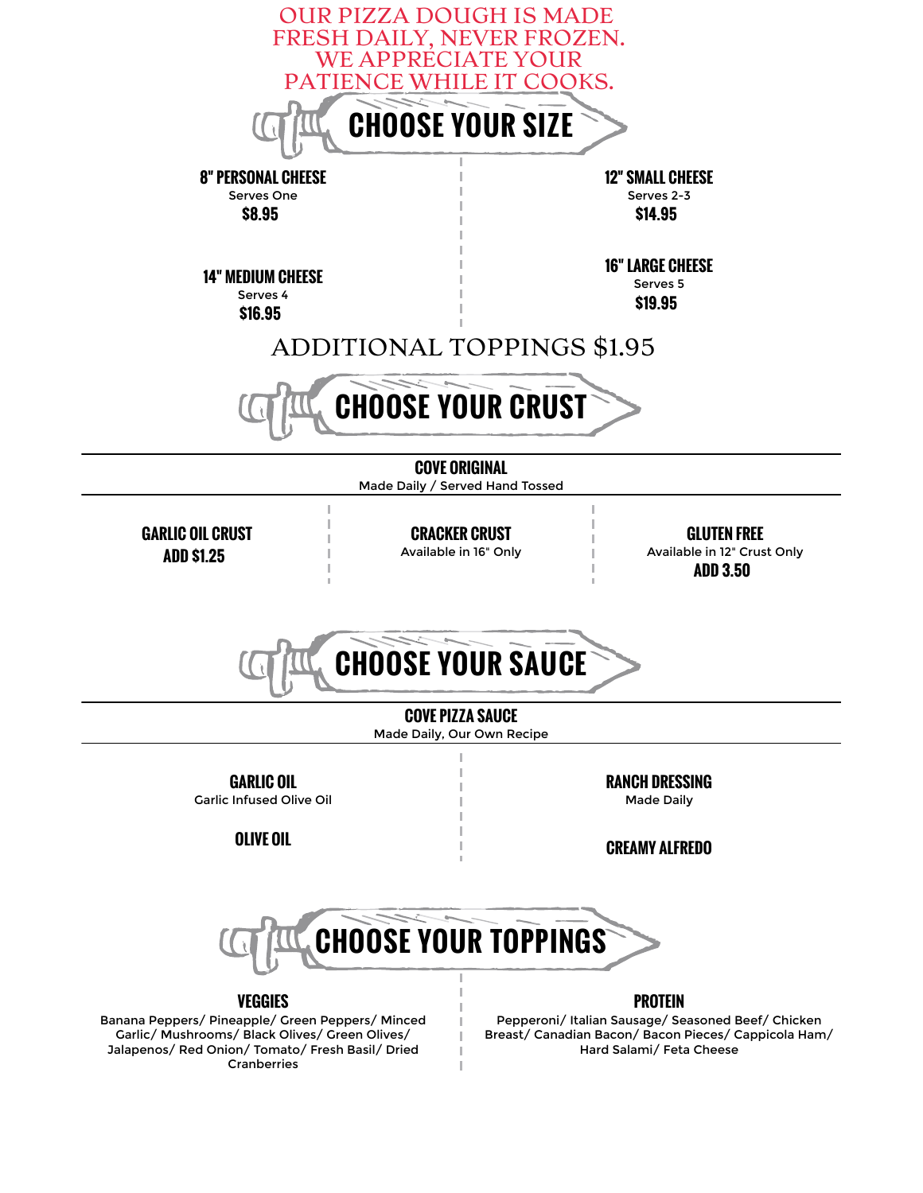OUR PIZZA DOUGH IS MADE FRESH DAILY, NEVER FROZEN. WE APPRECIATE YOUR PATIENCE WHILE IT COOKS.

# CHOOSE YOUR SIZE

**8" PERSONAL CHEESE**
Serves One
**$8.95**

**12" SMALL CHEESE**
Serves 2-3
**$14.95**

**14" MEDIUM CHEESE**
Serves 4
**$16.95**

**16" LARGE CHEESE**
Serves 5
**$19.95**

ADDITIONAL TOPPINGS $1.95

# CHOOSE YOUR CRUST

**COVE ORIGINAL**
Made Daily / Served Hand Tossed

**GARLIC OIL CRUST**
**ADD $1.25**

**CRACKER CRUST**
Available in 16" Only

**GLUTEN FREE**
Available in 12" Crust Only
**ADD 3.50**

# CHOOSE YOUR SAUCE

**COVE PIZZA SAUCE**
Made Daily, Our Own Recipe

**GARLIC OIL**
Garlic Infused Olive Oil

**OLIVE OIL**

**RANCH DRESSING**
Made Daily

**CREAMY ALFREDO**

# CHOOSE YOUR TOPPINGS

**VEGGIES**
Banana Peppers/ Pineapple/ Green Peppers/ Minced Garlic/ Mushrooms/ Black Olives/ Green Olives/ Jalapenos/ Red Onion/ Tomato/ Fresh Basil/ Dried Cranberries

**PROTEIN**
Pepperoni/ Italian Sausage/ Seasoned Beef/ Chicken Breast/ Canadian Bacon/ Bacon Pieces/ Cappicola Ham/ Hard Salami/ Feta Cheese